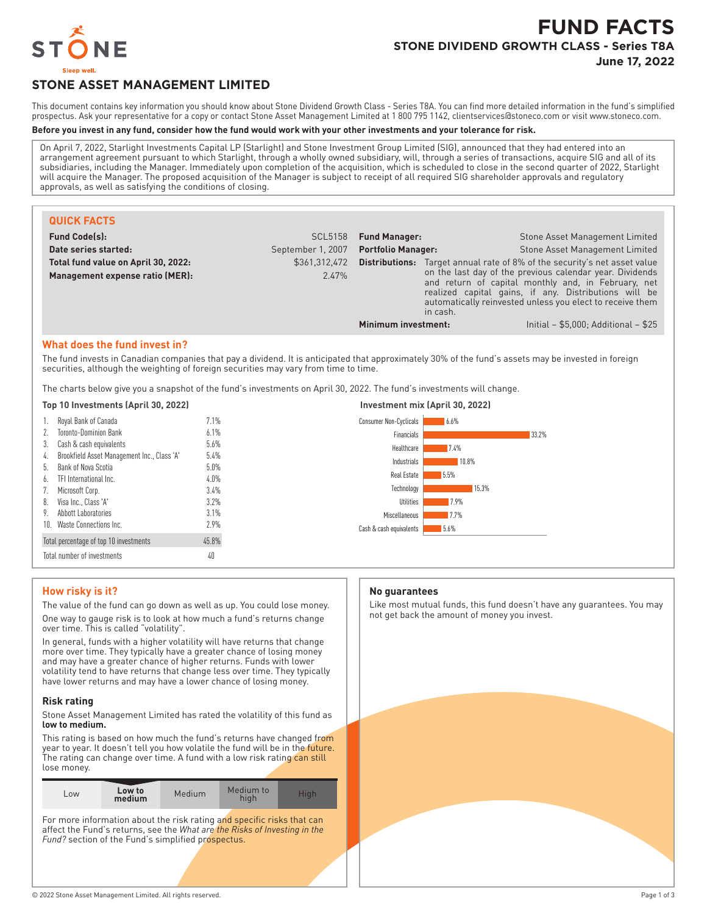# FUND FACTS

## STONE DIVIDEND GROWTH CLASS - Series T8A

**June 17, 2022**

STONE

Sleep well.

## STONE ASSET MANAGEMENT LIMITED

This document contains key information you should know about Stone Dividend Growth Class - Series T8A. You can find more detailed information in the fund's simplified prospectus. Ask your representative for a copy or contact Stone Asset Management Limited at 1 800 795 1142, clientservices@stoneco.com or visit www.stoneco.com.

**Before you invest in any fund, consider how the fund would work with your other investments and your tolerance for risk.**

On April 7, 2022, Starlight Investments Capital LP (Starlight) and Stone Investment Group Limited (SIG), announced that they had entered into an arrangement agreement pursuant to which Starlight, through a wholly owned subsidiary, will, through a series of transactions, acquire SIG and all of its subsidiaries, including the Manager. Immediately upon completion of the acquisition, which is scheduled to close in the second quarter of 2022, Starlight will acquire the Manager. The proposed acquisition of the Manager is subject to receipt of all required SIG shareholder approvals and regulatory approvals, as well as satisfying the conditions of closing.

### QUICK FACTS

| | | | |
|---|---|---|---|
| **Fund Code(s):** | SCL5158 | **Fund Manager:** | Stone Asset Management Limited |
| **Date series started:** | September 1, 2007 | **Portfolio Manager:** | Stone Asset Management Limited |
| **Total fund value on April 30, 2022:** | $361,312,472 | **Distributions:** | Target annual rate of 8% of the security's net asset value on the last day of the previous calendar year. Dividends and return of capital monthly and, in February, net realized capital gains, if any. Distributions will be automatically reinvested unless you elect to receive them in cash. |
| **Management expense ratio (MER):** | 2.47% | **Minimum investment:** | Initial – $5,000; Additional – $25 |

### What does the fund invest in?

The fund invests in Canadian companies that pay a dividend. It is anticipated that approximately 30% of the fund's assets may be invested in foreign securities, although the weighting of foreign securities may vary from time to time.

The charts below give you a snapshot of the fund's investments on April 30, 2022. The fund's investments will change.

**Top 10 Investments (April 30, 2022)**

| | Investment | % |
|---|---|---|
| 1. | Royal Bank of Canada | 7.1% |
| 2. | Toronto-Dominion Bank | 6.1% |
| 3. | Cash & cash equivalents | 5.6% |
| 4. | Brookfield Asset Management Inc., Class 'A' | 5.4% |
| 5. | Bank of Nova Scotia | 5.0% |
| 6. | TFI International Inc. | 4.0% |
| 7. | Microsoft Corp. | 3.4% |
| 8. | Visa Inc., Class 'A' | 3.2% |
| 9. | Abbott Laboratories | 3.1% |
| 10. | Waste Connections Inc. | 2.9% |
| | Total percentage of top 10 investments | 45.8% |
| | Total number of investments | 40 |

**Investment mix (April 30, 2022)**

| Sector | % |
|---|---|
| Consumer Non-Cyclicals | 6.6% |
| Financials | 33.2% |
| Healthcare | 7.4% |
| Industrials | 10.8% |
| Real Estate | 5.5% |
| Technology | 15.3% |
| Utilities | 7.9% |
| Miscellaneous | 7.7% |
| Cash & cash equivalents | 5.6% |

### How risky is it?

The value of the fund can go down as well as up. You could lose money.

One way to gauge risk is to look at how much a fund's returns change over time. This is called "volatility".

In general, funds with a higher volatility will have returns that change more over time. They typically have a greater chance of losing money and may have a greater chance of higher returns. Funds with lower volatility tend to have returns that change less over time. They typically have lower returns and may have a lower chance of losing money.

#### Risk rating

Stone Asset Management Limited has rated the volatility of this fund as **low to medium.**

This rating is based on how much the fund's returns have changed from year to year. It doesn't tell you how volatile the fund will be in the future. The rating can change over time. A fund with a low risk rating can still lose money.

| Low | **Low to medium** | Medium | Medium to high | High |
|---|---|---|---|---|

For more information about the risk rating and specific risks that can affect the Fund's returns, see the *What are the Risks of Investing in the Fund?* section of the Fund's simplified prospectus.

#### No guarantees

Like most mutual funds, this fund doesn't have any guarantees. You may not get back the amount of money you invest.

© 2022 Stone Asset Management Limited. All rights reserved.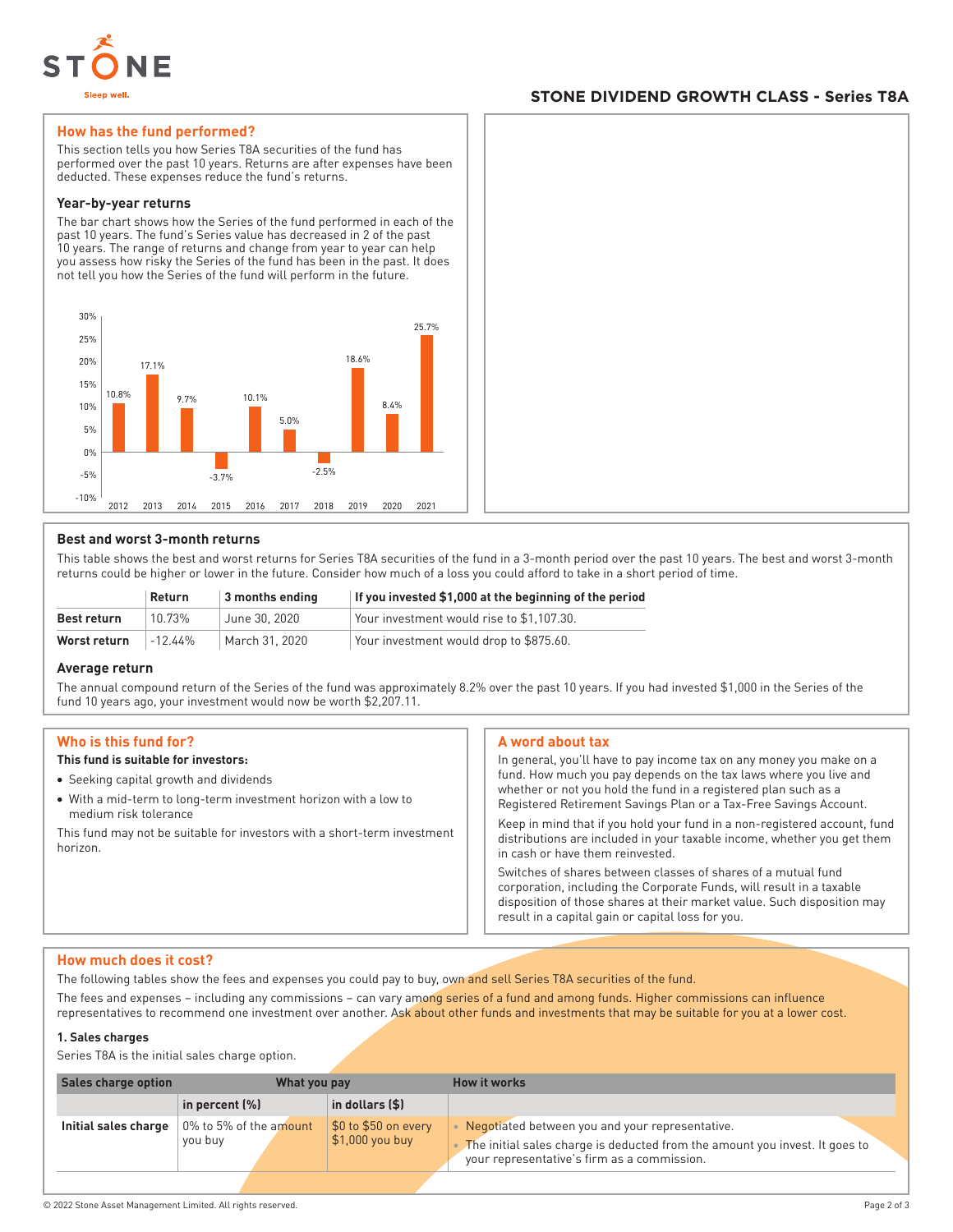STONE DIVIDEND GROWTH CLASS - Series T8A

## How has the fund performed?

This section tells you how Series T8A securities of the fund has performed over the past 10 years. Returns are after expenses have been deducted. These expenses reduce the fund's returns.

### Year-by-year returns

The bar chart shows how the Series of the fund performed in each of the past 10 years. The fund's Series value has decreased in 2 of the past 10 years. The range of returns and change from year to year can help you assess how risky the Series of the fund has been in the past. It does not tell you how the Series of the fund will perform in the future.

| Year | Return |
|---|---|
| 2012 | 10.8% |
| 2013 | 17.1% |
| 2014 | 9.7% |
| 2015 | -3.7% |
| 2016 | 10.1% |
| 2017 | 5.0% |
| 2018 | -2.5% |
| 2019 | 18.6% |
| 2020 | 8.4% |
| 2021 | 25.7% |

### Best and worst 3-month returns

This table shows the best and worst returns for Series T8A securities of the fund in a 3-month period over the past 10 years. The best and worst 3-month returns could be higher or lower in the future. Consider how much of a loss you could afford to take in a short period of time.

| | Return | 3 months ending | If you invested $1,000 at the beginning of the period |
|---|---|---|---|
| **Best return** | 10.73% | June 30, 2020 | Your investment would rise to $1,107.30. |
| **Worst return** | -12.44% | March 31, 2020 | Your investment would drop to $875.60. |

### Average return

The annual compound return of the Series of the fund was approximately 8.2% over the past 10 years. If you had invested $1,000 in the Series of the fund 10 years ago, your investment would now be worth $2,207.11.

## Who is this fund for?

**This fund is suitable for investors:**

- Seeking capital growth and dividends
- With a mid-term to long-term investment horizon with a low to medium risk tolerance

This fund may not be suitable for investors with a short-term investment horizon.

## A word about tax

In general, you'll have to pay income tax on any money you make on a fund. How much you pay depends on the tax laws where you live and whether or not you hold the fund in a registered plan such as a Registered Retirement Savings Plan or a Tax-Free Savings Account.

Keep in mind that if you hold your fund in a non-registered account, fund distributions are included in your taxable income, whether you get them in cash or have them reinvested.

Switches of shares between classes of shares of a mutual fund corporation, including the Corporate Funds, will result in a taxable disposition of those shares at their market value. Such disposition may result in a capital gain or capital loss for you.

## How much does it cost?

The following tables show the fees and expenses you could pay to buy, own and sell Series T8A securities of the fund.

The fees and expenses – including any commissions – can vary among series of a fund and among funds. Higher commissions can influence representatives to recommend one investment over another. Ask about other funds and investments that may be suitable for you at a lower cost.

### 1. Sales charges

Series T8A is the initial sales charge option.

| Sales charge option | What you pay | | How it works |
|---|---|---|---|
| | in percent (%) | in dollars ($) | |
| **Initial sales charge** | 0% to 5% of the amount you buy | $0 to $50 on every $1,000 you buy | • Negotiated between you and your representative.<br>• The initial sales charge is deducted from the amount you invest. It goes to your representative's firm as a commission. |

© 2022 Stone Asset Management Limited. All rights reserved.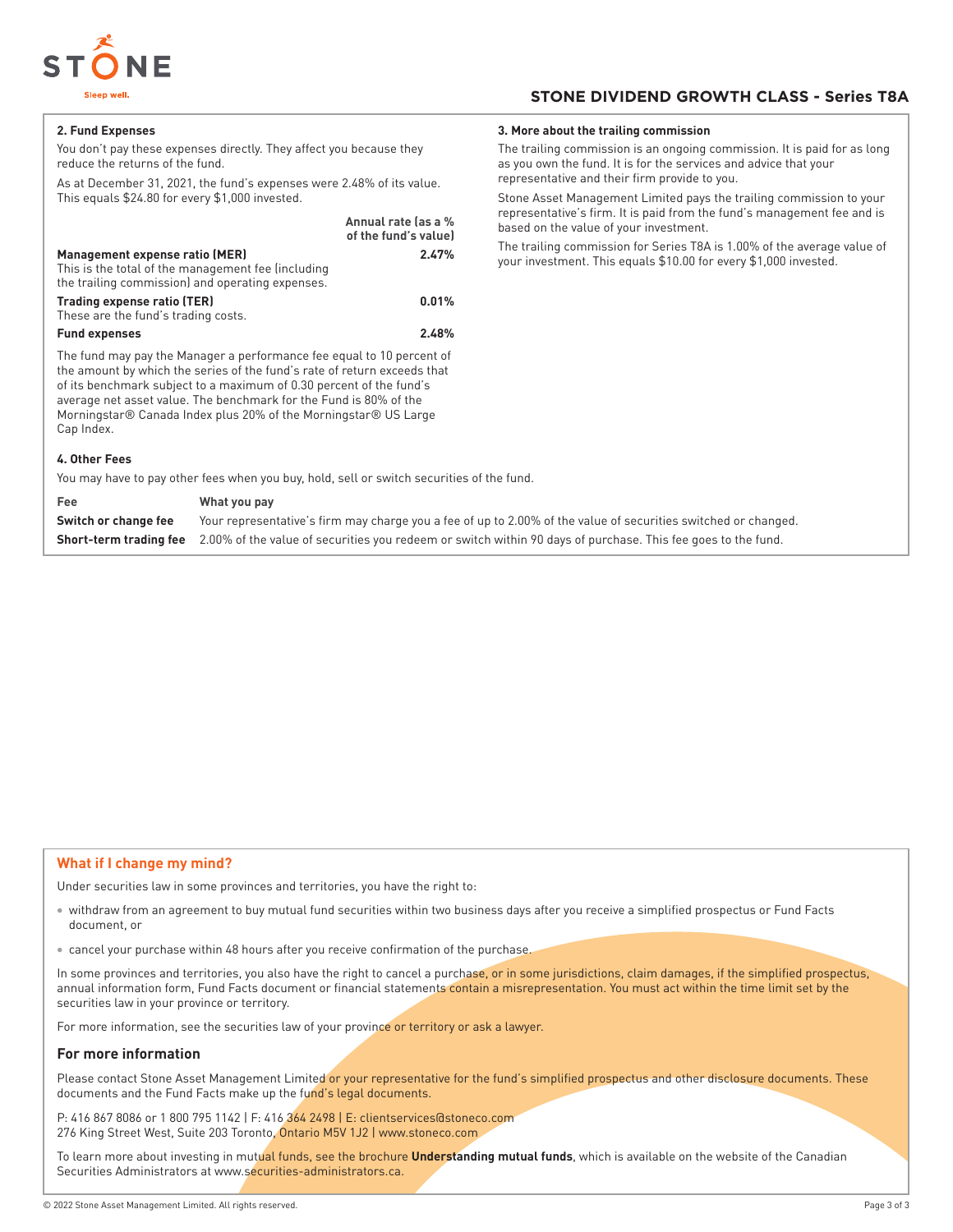**STONE DIVIDEND GROWTH CLASS - Series T8A**

### 2. Fund Expenses

You don't pay these expenses directly. They affect you because they reduce the returns of the fund.

As at December 31, 2021, the fund's expenses were 2.48% of its value. This equals $24.80 for every $1,000 invested.

| | Annual rate (as a % of the fund's value) |
|---|---|
| **Management expense ratio (MER)** This is the total of the management fee (including the trailing commission) and operating expenses. | **2.47%** |
| **Trading expense ratio (TER)** These are the fund's trading costs. | **0.01%** |
| **Fund expenses** | **2.48%** |

The fund may pay the Manager a performance fee equal to 10 percent of the amount by which the series of the fund's rate of return exceeds that of its benchmark subject to a maximum of 0.30 percent of the fund's average net asset value. The benchmark for the Fund is 80% of the Morningstar® Canada Index plus 20% of the Morningstar® US Large Cap Index.

### 3. More about the trailing commission

The trailing commission is an ongoing commission. It is paid for as long as you own the fund. It is for the services and advice that your representative and their firm provide to you.

Stone Asset Management Limited pays the trailing commission to your representative's firm. It is paid from the fund's management fee and is based on the value of your investment.

The trailing commission for Series T8A is 1.00% of the average value of your investment. This equals $10.00 for every $1,000 invested.

### 4. Other Fees

You may have to pay other fees when you buy, hold, sell or switch securities of the fund.

| Fee | What you pay |
|---|---|
| **Switch or change fee** | Your representative's firm may charge you a fee of up to 2.00% of the value of securities switched or changed. |
| **Short-term trading fee** | 2.00% of the value of securities you redeem or switch within 90 days of purchase. This fee goes to the fund. |

## What if I change my mind?

Under securities law in some provinces and territories, you have the right to:

- withdraw from an agreement to buy mutual fund securities within two business days after you receive a simplified prospectus or Fund Facts document, or
- cancel your purchase within 48 hours after you receive confirmation of the purchase.

In some provinces and territories, you also have the right to cancel a purchase, or in some jurisdictions, claim damages, if the simplified prospectus, annual information form, Fund Facts document or financial statements contain a misrepresentation. You must act within the time limit set by the securities law in your province or territory.

For more information, see the securities law of your province or territory or ask a lawyer.

## For more information

Please contact Stone Asset Management Limited or your representative for the fund's simplified prospectus and other disclosure documents. These documents and the Fund Facts make up the fund's legal documents.

P: 416 867 8086 or 1 800 795 1142 | F: 416 364 2498 | E: clientservices@stoneco.com
276 King Street West, Suite 203 Toronto, Ontario M5V 1J2 | www.stoneco.com

To learn more about investing in mutual funds, see the brochure **Understanding mutual funds**, which is available on the website of the Canadian Securities Administrators at www.securities-administrators.ca.

© 2022 Stone Asset Management Limited. All rights reserved.